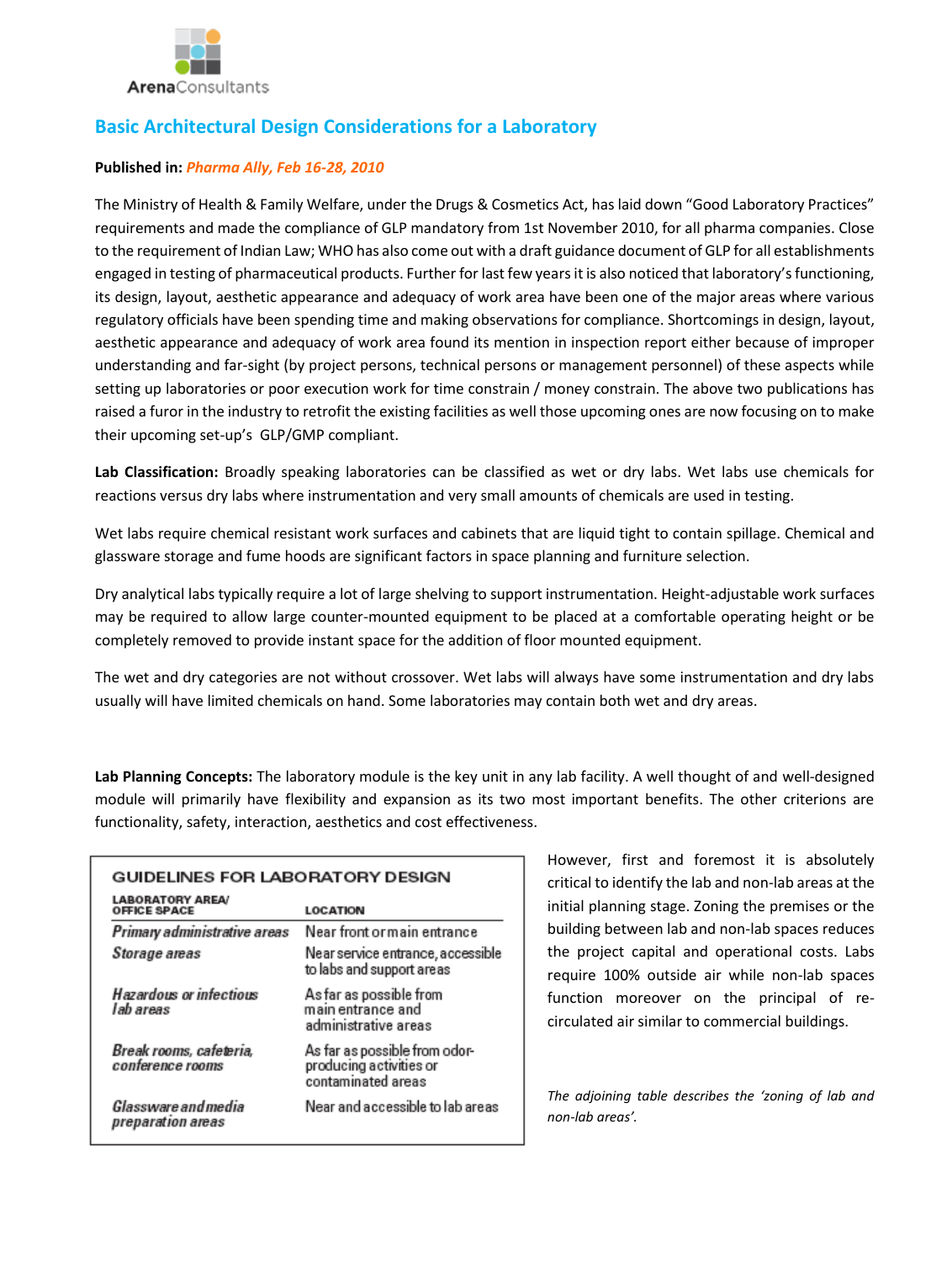ArenaConsultants

# Basic Architectural Design Considerations for a Laboratory

**Published in:** ***Pharma Ally, Feb 16-28, 2010***

The Ministry of Health & Family Welfare, under the Drugs & Cosmetics Act, has laid down "Good Laboratory Practices" requirements and made the compliance of GLP mandatory from 1st November 2010, for all pharma companies. Close to the requirement of Indian Law; WHO has also come out with a draft guidance document of GLP for all establishments engaged in testing of pharmaceutical products. Further for last few years it is also noticed that laboratory's functioning, its design, layout, aesthetic appearance and adequacy of work area have been one of the major areas where various regulatory officials have been spending time and making observations for compliance. Shortcomings in design, layout, aesthetic appearance and adequacy of work area found its mention in inspection report either because of improper understanding and far-sight (by project persons, technical persons or management personnel) of these aspects while setting up laboratories or poor execution work for time constrain / money constrain. The above two publications has raised a furor in the industry to retrofit the existing facilities as well those upcoming ones are now focusing on to make their upcoming set-up's GLP/GMP compliant.

**Lab Classification:** Broadly speaking laboratories can be classified as wet or dry labs. Wet labs use chemicals for reactions versus dry labs where instrumentation and very small amounts of chemicals are used in testing.

Wet labs require chemical resistant work surfaces and cabinets that are liquid tight to contain spillage. Chemical and glassware storage and fume hoods are significant factors in space planning and furniture selection.

Dry analytical labs typically require a lot of large shelving to support instrumentation. Height-adjustable work surfaces may be required to allow large counter-mounted equipment to be placed at a comfortable operating height or be completely removed to provide instant space for the addition of floor mounted equipment.

The wet and dry categories are not without crossover. Wet labs will always have some instrumentation and dry labs usually will have limited chemicals on hand. Some laboratories may contain both wet and dry areas.

**Lab Planning Concepts:** The laboratory module is the key unit in any lab facility. A well thought of and well-designed module will primarily have flexibility and expansion as its two most important benefits. The other criterions are functionality, safety, interaction, aesthetics and cost effectiveness.

However, first and foremost it is absolutely critical to identify the lab and non-lab areas at the initial planning stage. Zoning the premises or the building between lab and non-lab spaces reduces the project capital and operational costs. Labs require 100% outside air while non-lab spaces function moreover on the principal of re-circulated air similar to commercial buildings.

*The adjoining table describes the 'zoning of lab and non-lab areas'.*

**GUIDELINES FOR LABORATORY DESIGN**

| LABORATORY AREA/ OFFICE SPACE | LOCATION |
|---|---|
| *Primary administrative areas* | Near front or main entrance |
| *Storage areas* | Near service entrance, accessible to labs and support areas |
| *Hazardous or infectious lab areas* | As far as possible from main entrance and administrative areas |
| *Break rooms, cafeteria, conference rooms* | As far as possible from odor-producing activities or contaminated areas |
| *Glassware and media preparation areas* | Near and accessible to lab areas |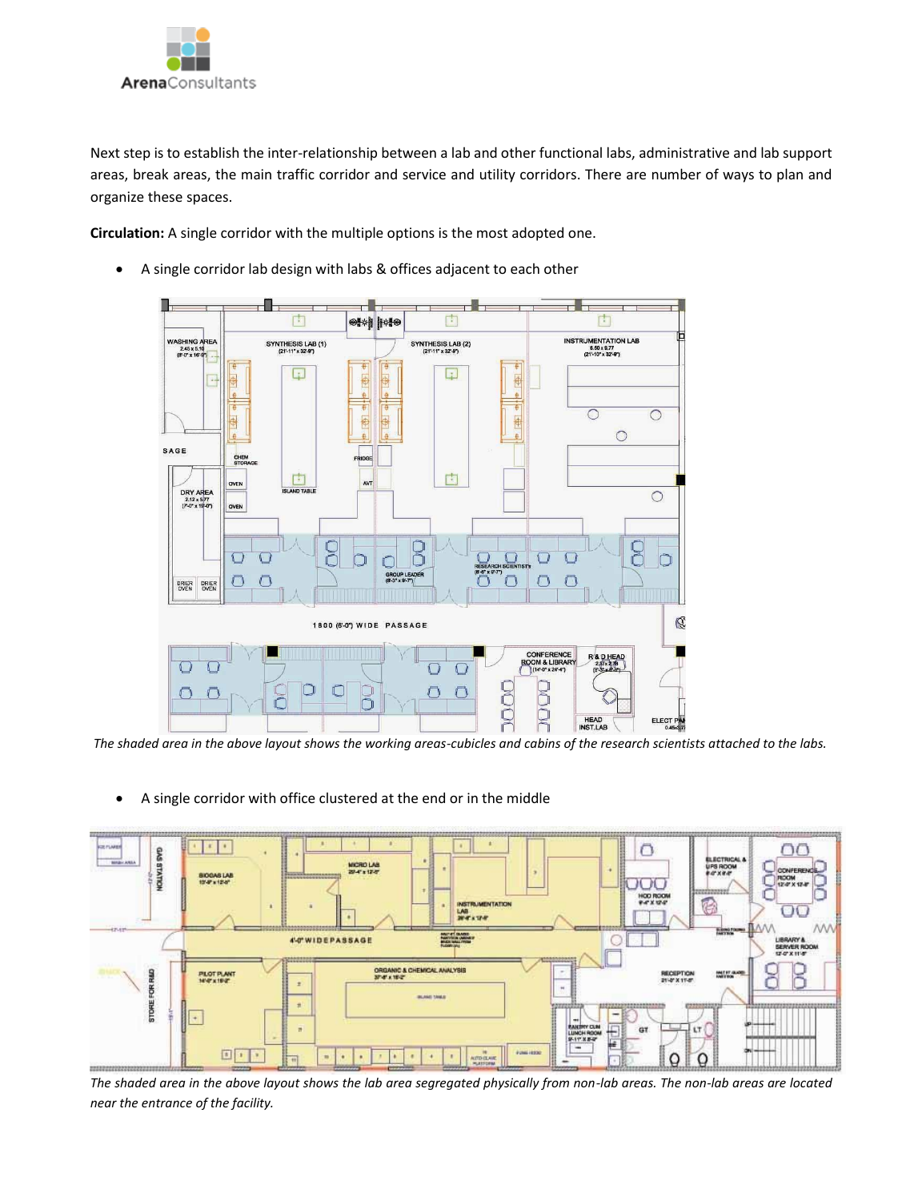Next step is to establish the inter-relationship between a lab and other functional labs, administrative and lab support areas, break areas, the main traffic corridor and service and utility corridors. There are number of ways to plan and organize these spaces.

**Circulation:** A single corridor with the multiple options is the most adopted one.

- A single corridor lab design with labs & offices adjacent to each other

*The shaded area in the above layout shows the working areas-cubicles and cabins of the research scientists attached to the labs.*

- A single corridor with office clustered at the end or in the middle

*The shaded area in the above layout shows the lab area segregated physically from non-lab areas. The non-lab areas are located near the entrance of the facility.*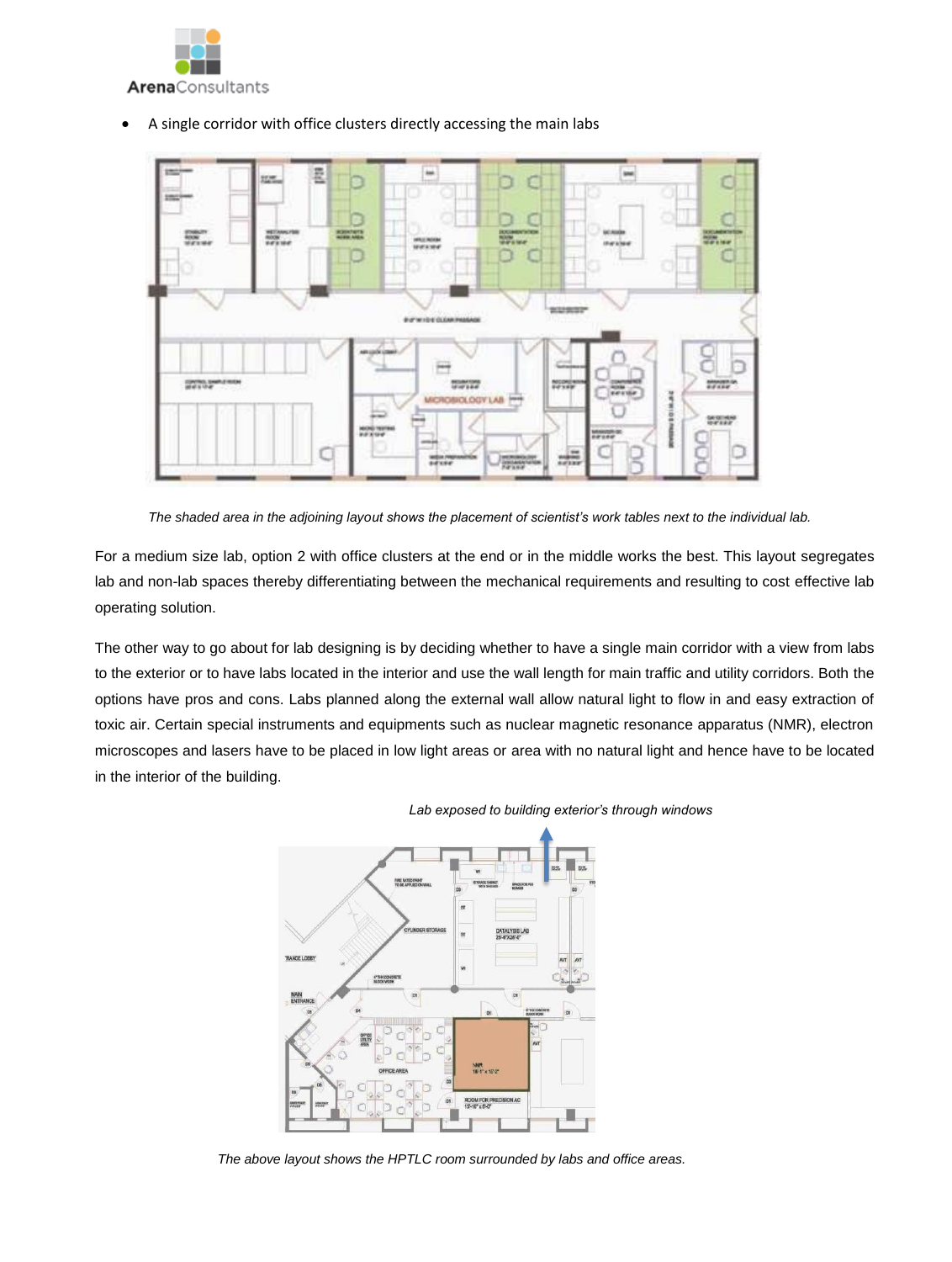- A single corridor with office clusters directly accessing the main labs

*The shaded area in the adjoining layout shows the placement of scientist's work tables next to the individual lab.*

For a medium size lab, option 2 with office clusters at the end or in the middle works the best. This layout segregates lab and non-lab spaces thereby differentiating between the mechanical requirements and resulting to cost effective lab operating solution.

The other way to go about for lab designing is by deciding whether to have a single main corridor with a view from labs to the exterior or to have labs located in the interior and use the wall length for main traffic and utility corridors. Both the options have pros and cons. Labs planned along the external wall allow natural light to flow in and easy extraction of toxic air. Certain special instruments and equipments such as nuclear magnetic resonance apparatus (NMR), electron microscopes and lasers have to be placed in low light areas or area with no natural light and hence have to be located in the interior of the building.

*Lab exposed to building exterior's through windows*

*The above layout shows the HPTLC room surrounded by labs and office areas.*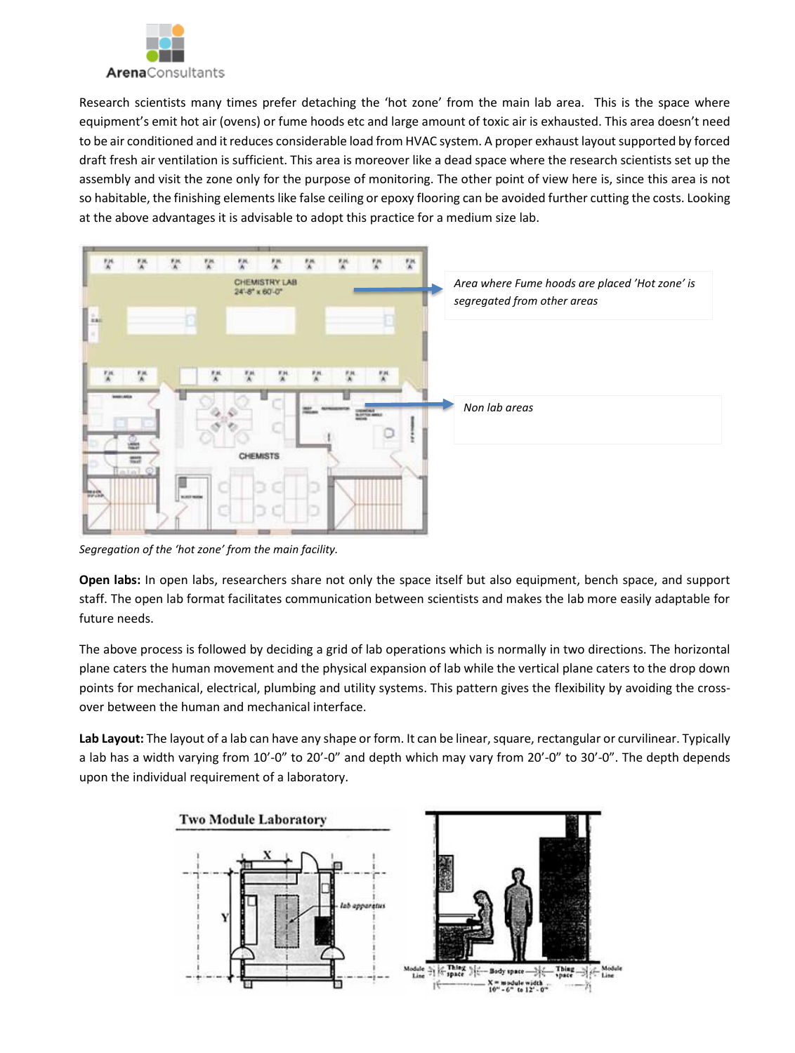Research scientists many times prefer detaching the 'hot zone' from the main lab area. This is the space where equipment's emit hot air (ovens) or fume hoods etc and large amount of toxic air is exhausted. This area doesn't need to be air conditioned and it reduces considerable load from HVAC system. A proper exhaust layout supported by forced draft fresh air ventilation is sufficient. This area is moreover like a dead space where the research scientists set up the assembly and visit the zone only for the purpose of monitoring. The other point of view here is, since this area is not so habitable, the finishing elements like false ceiling or epoxy flooring can be avoided further cutting the costs. Looking at the above advantages it is advisable to adopt this practice for a medium size lab.

*Area where Fume hoods are placed 'Hot zone' is segregated from other areas*

*Non lab areas*

*Segregation of the 'hot zone' from the main facility.*

**Open labs:** In open labs, researchers share not only the space itself but also equipment, bench space, and support staff. The open lab format facilitates communication between scientists and makes the lab more easily adaptable for future needs.

The above process is followed by deciding a grid of lab operations which is normally in two directions. The horizontal plane caters the human movement and the physical expansion of lab while the vertical plane caters to the drop down points for mechanical, electrical, plumbing and utility systems. This pattern gives the flexibility by avoiding the cross-over between the human and mechanical interface.

**Lab Layout:** The layout of a lab can have any shape or form. It can be linear, square, rectangular or curvilinear. Typically a lab has a width varying from 10'-0" to 20'-0" and depth which may vary from 20'-0" to 30'-0". The depth depends upon the individual requirement of a laboratory.

**Two Module Laboratory**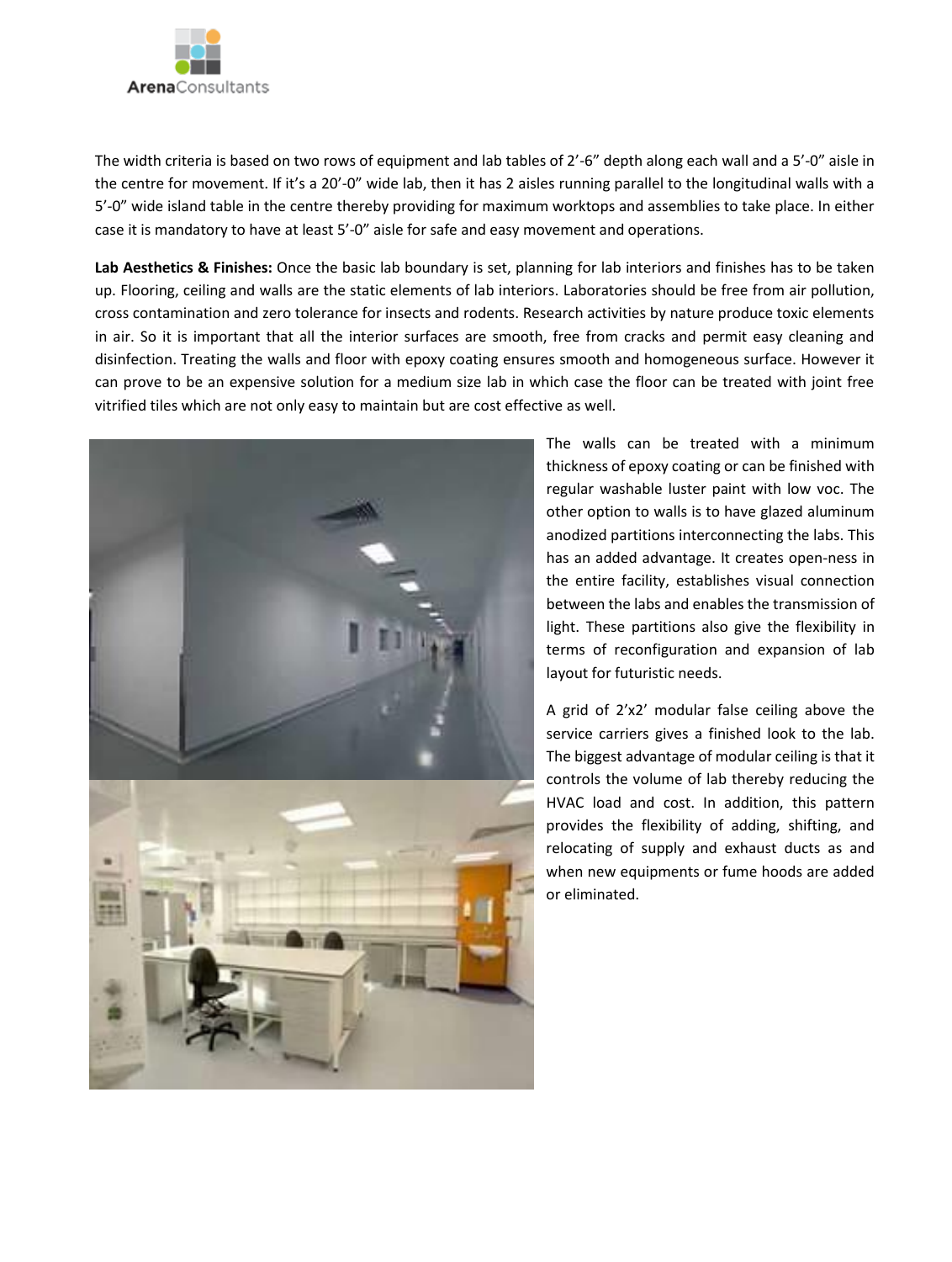The width criteria is based on two rows of equipment and lab tables of 2'-6" depth along each wall and a 5'-0" aisle in the centre for movement. If it's a 20'-0" wide lab, then it has 2 aisles running parallel to the longitudinal walls with a 5'-0" wide island table in the centre thereby providing for maximum worktops and assemblies to take place. In either case it is mandatory to have at least 5'-0" aisle for safe and easy movement and operations.

**Lab Aesthetics & Finishes:** Once the basic lab boundary is set, planning for lab interiors and finishes has to be taken up. Flooring, ceiling and walls are the static elements of lab interiors. Laboratories should be free from air pollution, cross contamination and zero tolerance for insects and rodents. Research activities by nature produce toxic elements in air. So it is important that all the interior surfaces are smooth, free from cracks and permit easy cleaning and disinfection. Treating the walls and floor with epoxy coating ensures smooth and homogeneous surface. However it can prove to be an expensive solution for a medium size lab in which case the floor can be treated with joint free vitrified tiles which are not only easy to maintain but are cost effective as well.

The walls can be treated with a minimum thickness of epoxy coating or can be finished with regular washable luster paint with low voc. The other option to walls is to have glazed aluminum anodized partitions interconnecting the labs. This has an added advantage. It creates open-ness in the entire facility, establishes visual connection between the labs and enables the transmission of light. These partitions also give the flexibility in terms of reconfiguration and expansion of lab layout for futuristic needs.

A grid of 2'x2' modular false ceiling above the service carriers gives a finished look to the lab. The biggest advantage of modular ceiling is that it controls the volume of lab thereby reducing the HVAC load and cost. In addition, this pattern provides the flexibility of adding, shifting, and relocating of supply and exhaust ducts as and when new equipments or fume hoods are added or eliminated.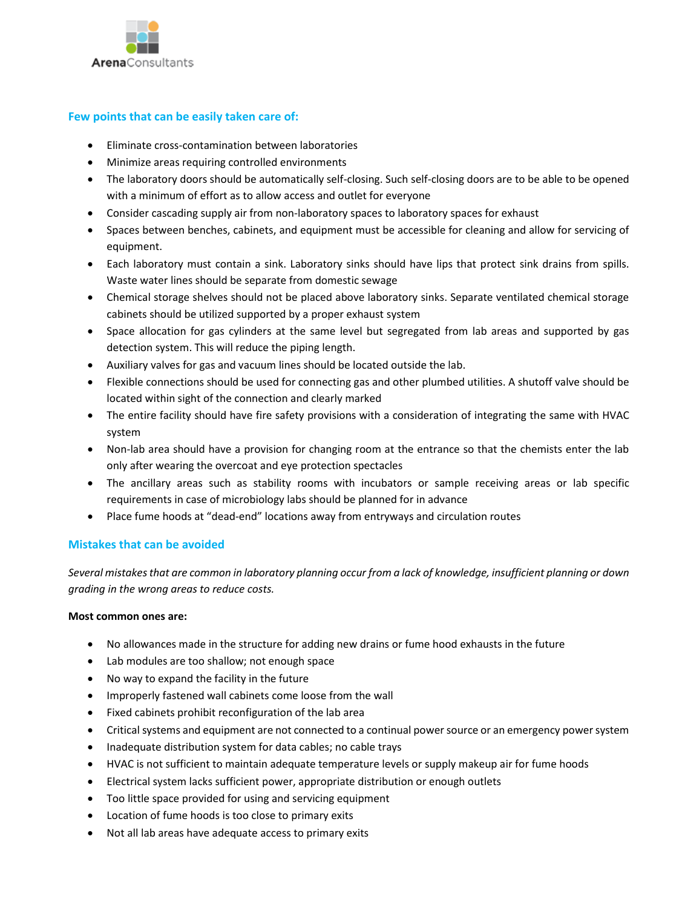### Few points that can be easily taken care of:

- Eliminate cross-contamination between laboratories
- Minimize areas requiring controlled environments
- The laboratory doors should be automatically self-closing. Such self-closing doors are to be able to be opened with a minimum of effort as to allow access and outlet for everyone
- Consider cascading supply air from non-laboratory spaces to laboratory spaces for exhaust
- Spaces between benches, cabinets, and equipment must be accessible for cleaning and allow for servicing of equipment.
- Each laboratory must contain a sink. Laboratory sinks should have lips that protect sink drains from spills. Waste water lines should be separate from domestic sewage
- Chemical storage shelves should not be placed above laboratory sinks. Separate ventilated chemical storage cabinets should be utilized supported by a proper exhaust system
- Space allocation for gas cylinders at the same level but segregated from lab areas and supported by gas detection system. This will reduce the piping length.
- Auxiliary valves for gas and vacuum lines should be located outside the lab.
- Flexible connections should be used for connecting gas and other plumbed utilities. A shutoff valve should be located within sight of the connection and clearly marked
- The entire facility should have fire safety provisions with a consideration of integrating the same with HVAC system
- Non-lab area should have a provision for changing room at the entrance so that the chemists enter the lab only after wearing the overcoat and eye protection spectacles
- The ancillary areas such as stability rooms with incubators or sample receiving areas or lab specific requirements in case of microbiology labs should be planned for in advance
- Place fume hoods at "dead-end" locations away from entryways and circulation routes

### Mistakes that can be avoided

*Several mistakes that are common in laboratory planning occur from a lack of knowledge, insufficient planning or down grading in the wrong areas to reduce costs.*

**Most common ones are:**

- No allowances made in the structure for adding new drains or fume hood exhausts in the future
- Lab modules are too shallow; not enough space
- No way to expand the facility in the future
- Improperly fastened wall cabinets come loose from the wall
- Fixed cabinets prohibit reconfiguration of the lab area
- Critical systems and equipment are not connected to a continual power source or an emergency power system
- Inadequate distribution system for data cables; no cable trays
- HVAC is not sufficient to maintain adequate temperature levels or supply makeup air for fume hoods
- Electrical system lacks sufficient power, appropriate distribution or enough outlets
- Too little space provided for using and servicing equipment
- Location of fume hoods is too close to primary exits
- Not all lab areas have adequate access to primary exits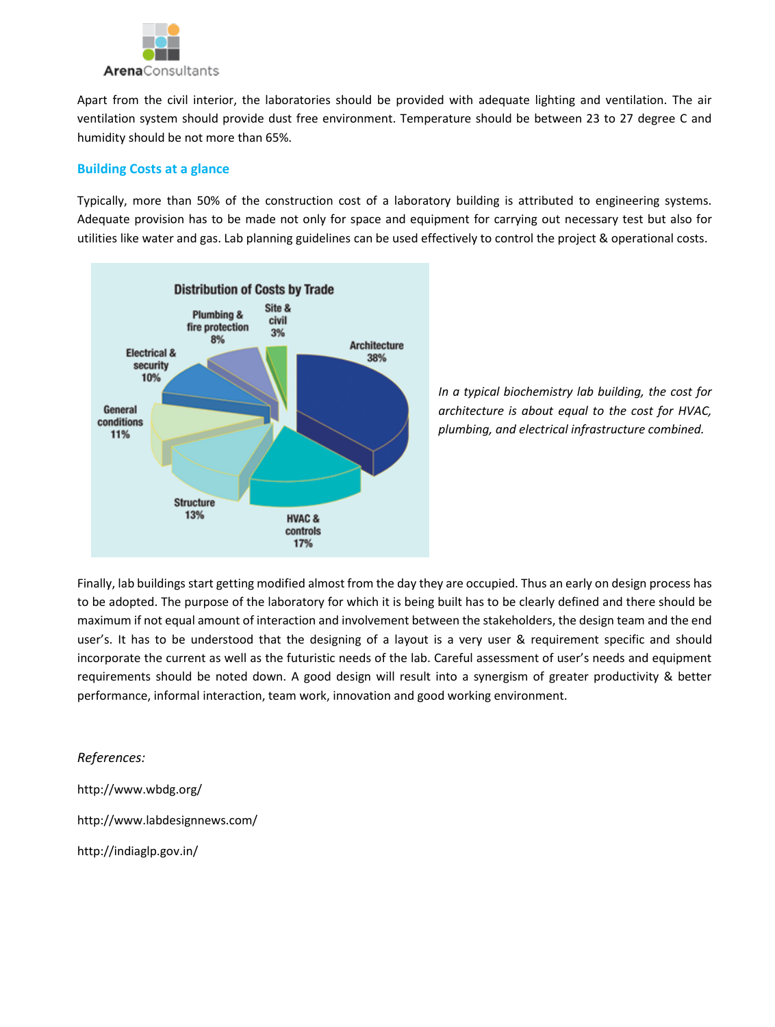Apart from the civil interior, the laboratories should be provided with adequate lighting and ventilation. The air ventilation system should provide dust free environment. Temperature should be between 23 to 27 degree C and humidity should be not more than 65%.

## Building Costs at a glance

Typically, more than 50% of the construction cost of a laboratory building is attributed to engineering systems. Adequate provision has to be made not only for space and equipment for carrying out necessary test but also for utilities like water and gas. Lab planning guidelines can be used effectively to control the project & operational costs.

Distribution of Costs by Trade

Plumbing & fire protection 8%

Site & civil 3%

Architecture 38%

Electrical & security 10%

General conditions 11%

Structure 13%

HVAC & controls 17%

*In a typical biochemistry lab building, the cost for architecture is about equal to the cost for HVAC, plumbing, and electrical infrastructure combined.*

Finally, lab buildings start getting modified almost from the day they are occupied. Thus an early on design process has to be adopted. The purpose of the laboratory for which it is being built has to be clearly defined and there should be maximum if not equal amount of interaction and involvement between the stakeholders, the design team and the end user's. It has to be understood that the designing of a layout is a very user & requirement specific and should incorporate the current as well as the futuristic needs of the lab. Careful assessment of user's needs and equipment requirements should be noted down. A good design will result into a synergism of greater productivity & better performance, informal interaction, team work, innovation and good working environment.

*References:*

http://www.wbdg.org/

http://www.labdesignnews.com/

http://indiaglp.gov.in/